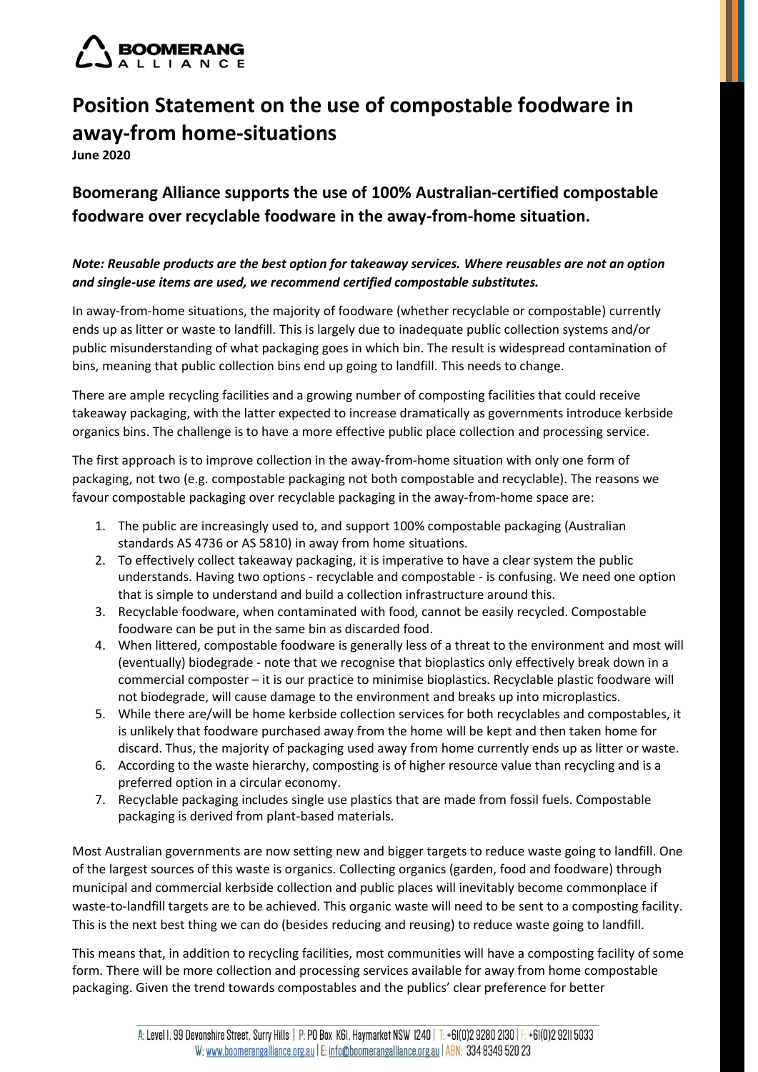# Position Statement on the use of compostable foodware in away-from home-situations

**June 2020**

## Boomerang Alliance supports the use of 100% Australian-certified compostable foodware over recyclable foodware in the away-from-home situation.

***Note: Reusable products are the best option for takeaway services. Where reusables are not an option and single-use items are used, we recommend certified compostable substitutes.***

In away-from-home situations, the majority of foodware (whether recyclable or compostable) currently ends up as litter or waste to landfill. This is largely due to inadequate public collection systems and/or public misunderstanding of what packaging goes in which bin. The result is widespread contamination of bins, meaning that public collection bins end up going to landfill. This needs to change.

There are ample recycling facilities and a growing number of composting facilities that could receive takeaway packaging, with the latter expected to increase dramatically as governments introduce kerbside organics bins. The challenge is to have a more effective public place collection and processing service.

The first approach is to improve collection in the away-from-home situation with only one form of packaging, not two (e.g. compostable packaging not both compostable and recyclable). The reasons we favour compostable packaging over recyclable packaging in the away-from-home space are:

1. The public are increasingly used to, and support 100% compostable packaging (Australian standards AS 4736 or AS 5810) in away from home situations.
2. To effectively collect takeaway packaging, it is imperative to have a clear system the public understands. Having two options - recyclable and compostable - is confusing. We need one option that is simple to understand and build a collection infrastructure around this.
3. Recyclable foodware, when contaminated with food, cannot be easily recycled. Compostable foodware can be put in the same bin as discarded food.
4. When littered, compostable foodware is generally less of a threat to the environment and most will (eventually) biodegrade - note that we recognise that bioplastics only effectively break down in a commercial composter – it is our practice to minimise bioplastics. Recyclable plastic foodware will not biodegrade, will cause damage to the environment and breaks up into microplastics.
5. While there are/will be home kerbside collection services for both recyclables and compostables, it is unlikely that foodware purchased away from the home will be kept and then taken home for discard. Thus, the majority of packaging used away from home currently ends up as litter or waste.
6. According to the waste hierarchy, composting is of higher resource value than recycling and is a preferred option in a circular economy.
7. Recyclable packaging includes single use plastics that are made from fossil fuels. Compostable packaging is derived from plant-based materials.

Most Australian governments are now setting new and bigger targets to reduce waste going to landfill. One of the largest sources of this waste is organics. Collecting organics (garden, food and foodware) through municipal and commercial kerbside collection and public places will inevitably become commonplace if waste-to-landfill targets are to be achieved. This organic waste will need to be sent to a composting facility. This is the next best thing we can do (besides reducing and reusing) to reduce waste going to landfill.

This means that, in addition to recycling facilities, most communities will have a composting facility of some form. There will be more collection and processing services available for away from home compostable packaging. Given the trend towards compostables and the publics' clear preference for better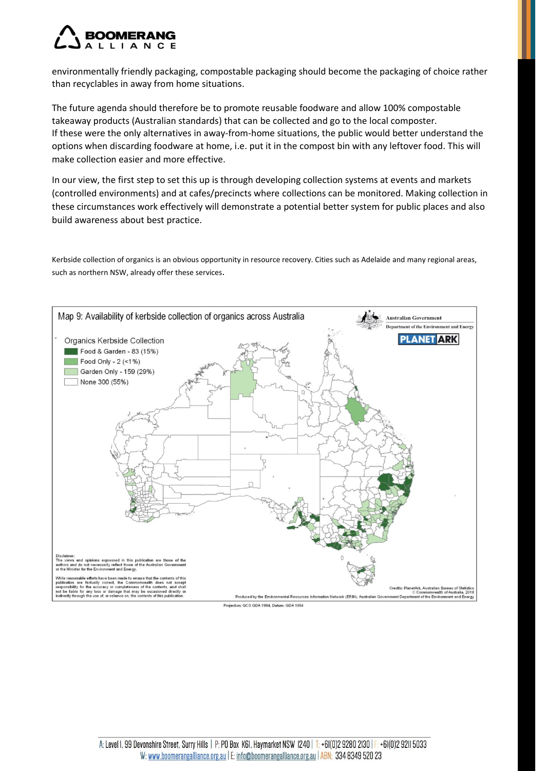environmentally friendly packaging, compostable packaging should become the packaging of choice rather than recyclables in away from home situations.

The future agenda should therefore be to promote reusable foodware and allow 100% compostable takeaway products (Australian standards) that can be collected and go to the local composter. If these were the only alternatives in away-from-home situations, the public would better understand the options when discarding foodware at home, i.e. put it in the compost bin with any leftover food. This will make collection easier and more effective.

In our view, the first step to set this up is through developing collection systems at events and markets (controlled environments) and at cafes/precincts where collections can be monitored. Making collection in these circumstances work effectively will demonstrate a potential better system for public places and also build awareness about best practice.

Kerbside collection of organics is an obvious opportunity in resource recovery. Cities such as Adelaide and many regional areas, such as northern NSW, already offer these services.

Map 9: Availability of kerbside collection of organics across Australia

Australian Government
Department of the Environment and Energy

PLANET ARK

Organics Kerbside Collection
Food & Garden - 83 (15%)
Food Only - 2 (<1%)
Garden Only - 159 (29%)
None 300 (55%)

Disclaimer:
The views and opinions expressed in this publication are those of the authors and do not necessarily reflect those of the Australian Government or the Minister for the Environment and Energy.

While reasonable efforts have been made to ensure that the contents of this publication are factually correct, the Commonwealth does not accept responsibility for the accuracy or completeness of the contents, and shall not be liable for any loss or damage that may be occasioned directly or indirectly through the use of, or reliance on, the contents of this publication.

Credits: PlanetArk, Australian Bureau of Statistics
© Commonwealth of Australia, 2018
Produced by the Environmental Resources Information Network (ERIN), Australian Government Department of the Environment and Energy

Projection: GCS GDA 1994, Datum: GDA 1994